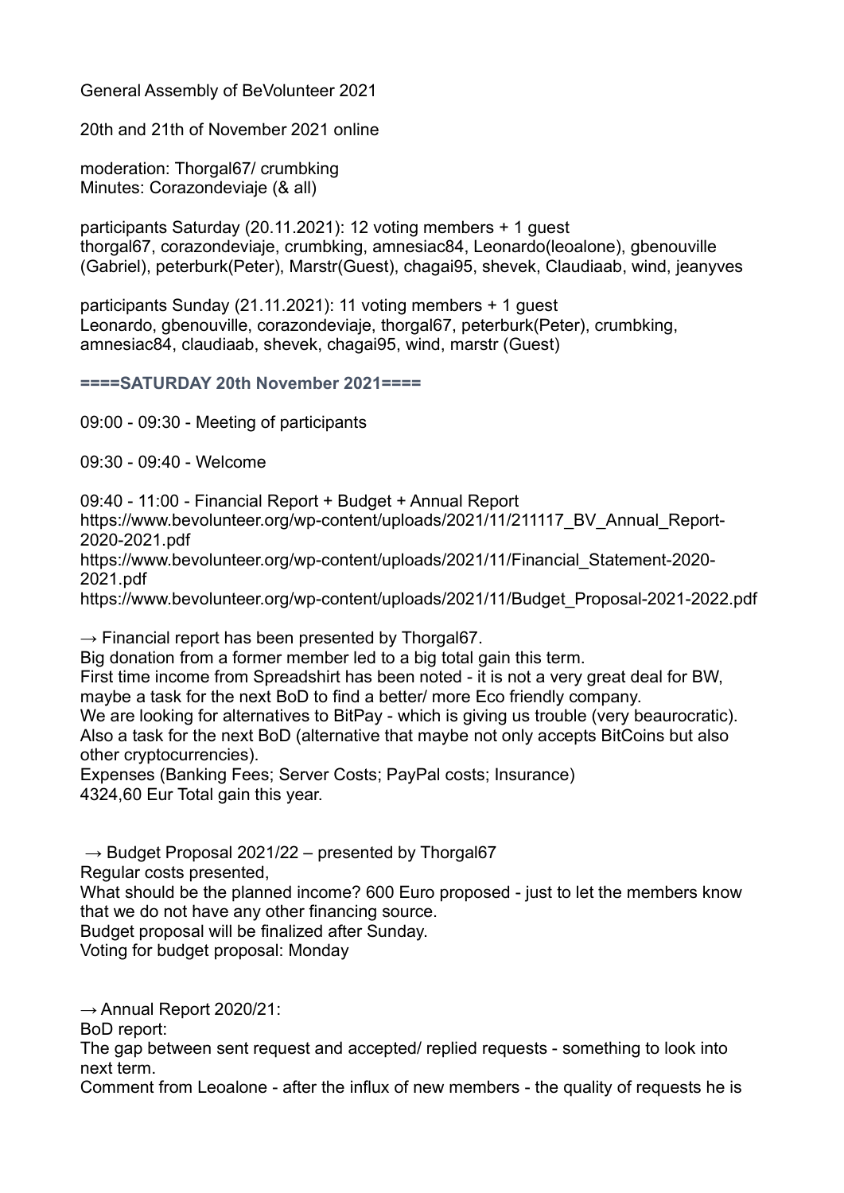General Assembly of BeVolunteer 2021

20th and 21th of November 2021 online

moderation: Thorgal67/ crumbking
Minutes: Corazondeviaje (& all)

participants Saturday (20.11.2021): 12 voting members + 1 guest
thorgal67, corazondeviaje, crumbking, amnesiac84, Leonardo(leoalone), gbenouville (Gabriel), peterburk(Peter), Marstr(Guest), chagai95, shevek, Claudiaab, wind, jeanyves

participants Sunday (21.11.2021): 11 voting members + 1 guest
Leonardo, gbenouville, corazondeviaje, thorgal67, peterburk(Peter), crumbking, amnesiac84, claudiaab, shevek, chagai95, wind, marstr (Guest)

**====SATURDAY 20th November 2021====**

09:00 - 09:30 - Meeting of participants

09:30 - 09:40 - Welcome

09:40 - 11:00 - Financial Report + Budget + Annual Report
https://www.bevolunteer.org/wp-content/uploads/2021/11/211117_BV_Annual_Report-2020-2021.pdf
https://www.bevolunteer.org/wp-content/uploads/2021/11/Financial_Statement-2020-2021.pdf
https://www.bevolunteer.org/wp-content/uploads/2021/11/Budget_Proposal-2021-2022.pdf

→ Financial report has been presented by Thorgal67.
Big donation from a former member led to a big total gain this term.
First time income from Spreadshirt has been noted - it is not a very great deal for BW, maybe a task for the next BoD to find a better/ more Eco friendly company.
We are looking for alternatives to BitPay - which is giving us trouble (very beaurocratic). Also a task for the next BoD (alternative that maybe not only accepts BitCoins but also other cryptocurrencies).
Expenses (Banking Fees; Server Costs; PayPal costs; Insurance)
4324,60 Eur Total gain this year.

→ Budget Proposal 2021/22 – presented by Thorgal67
Regular costs presented,
What should be the planned income? 600 Euro proposed - just to let the members know that we do not have any other financing source.
Budget proposal will be finalized after Sunday.
Voting for budget proposal: Monday

→ Annual Report 2020/21:
BoD report:
The gap between sent request and accepted/ replied requests - something to look into next term.
Comment from Leoalone - after the influx of new members - the quality of requests he is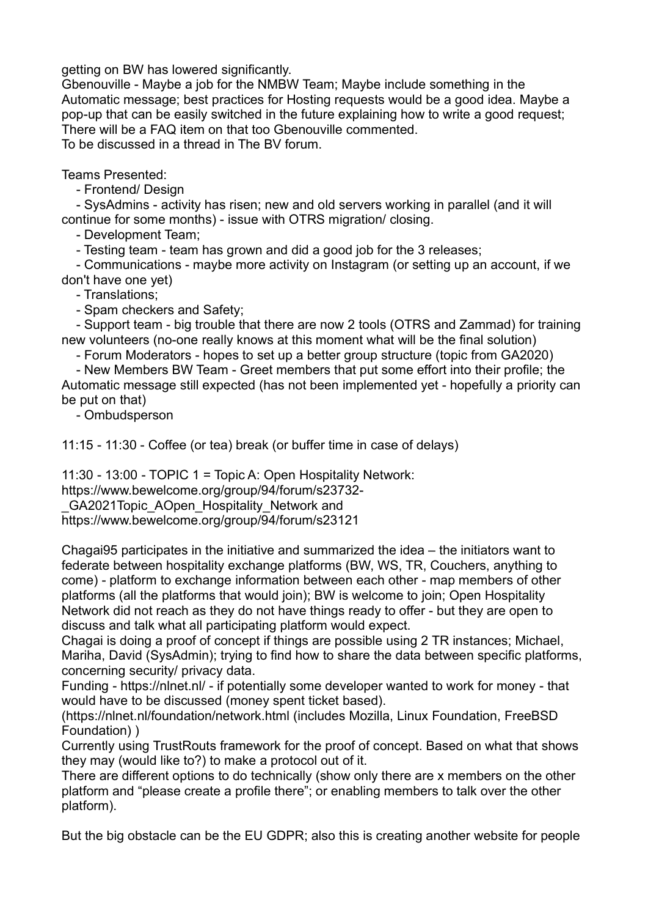getting on BW has lowered significantly.
Gbenouville - Maybe a job for the NMBW Team; Maybe include something in the Automatic message; best practices for Hosting requests would be a good idea. Maybe a pop-up that can be easily switched in the future explaining how to write a good request; There will be a FAQ item on that too Gbenouville commented.
To be discussed in a thread in The BV forum.

Teams Presented:

- Frontend/ Design
- SysAdmins - activity has risen; new and old servers working in parallel (and it will continue for some months) - issue with OTRS migration/ closing.
- Development Team;
- Testing team - team has grown and did a good job for the 3 releases;
- Communications - maybe more activity on Instagram (or setting up an account, if we don't have one yet)
- Translations;
- Spam checkers and Safety;
- Support team - big trouble that there are now 2 tools (OTRS and Zammad) for training new volunteers (no-one really knows at this moment what will be the final solution)
- Forum Moderators - hopes to set up a better group structure (topic from GA2020)
- New Members BW Team - Greet members that put some effort into their profile; the Automatic message still expected (has not been implemented yet - hopefully a priority can be put on that)
- Ombudsperson

11:15 - 11:30 - Coffee (or tea) break (or buffer time in case of delays)

11:30 - 13:00 - TOPIC 1 = Topic A: Open Hospitality Network:
https://www.bewelcome.org/group/94/forum/s23732-_GA2021Topic_AOpen_Hospitality_Network and
https://www.bewelcome.org/group/94/forum/s23121

Chagai95 participates in the initiative and summarized the idea – the initiators want to federate between hospitality exchange platforms (BW, WS, TR, Couchers, anything to come) - platform to exchange information between each other - map members of other platforms (all the platforms that would join); BW is welcome to join; Open Hospitality Network did not reach as they do not have things ready to offer - but they are open to discuss and talk what all participating platform would expect.
Chagai is doing a proof of concept if things are possible using 2 TR instances; Michael, Mariha, David (SysAdmin); trying to find how to share the data between specific platforms, concerning security/ privacy data.
Funding - https://nlnet.nl/ - if potentially some developer wanted to work for money - that would have to be discussed (money spent ticket based).
(https://nlnet.nl/foundation/network.html (includes Mozilla, Linux Foundation, FreeBSD Foundation) )
Currently using TrustRouts framework for the proof of concept. Based on what that shows they may (would like to?) to make a protocol out of it.
There are different options to do technically (show only there are x members on the other platform and "please create a profile there"; or enabling members to talk over the other platform).

But the big obstacle can be the EU GDPR; also this is creating another website for people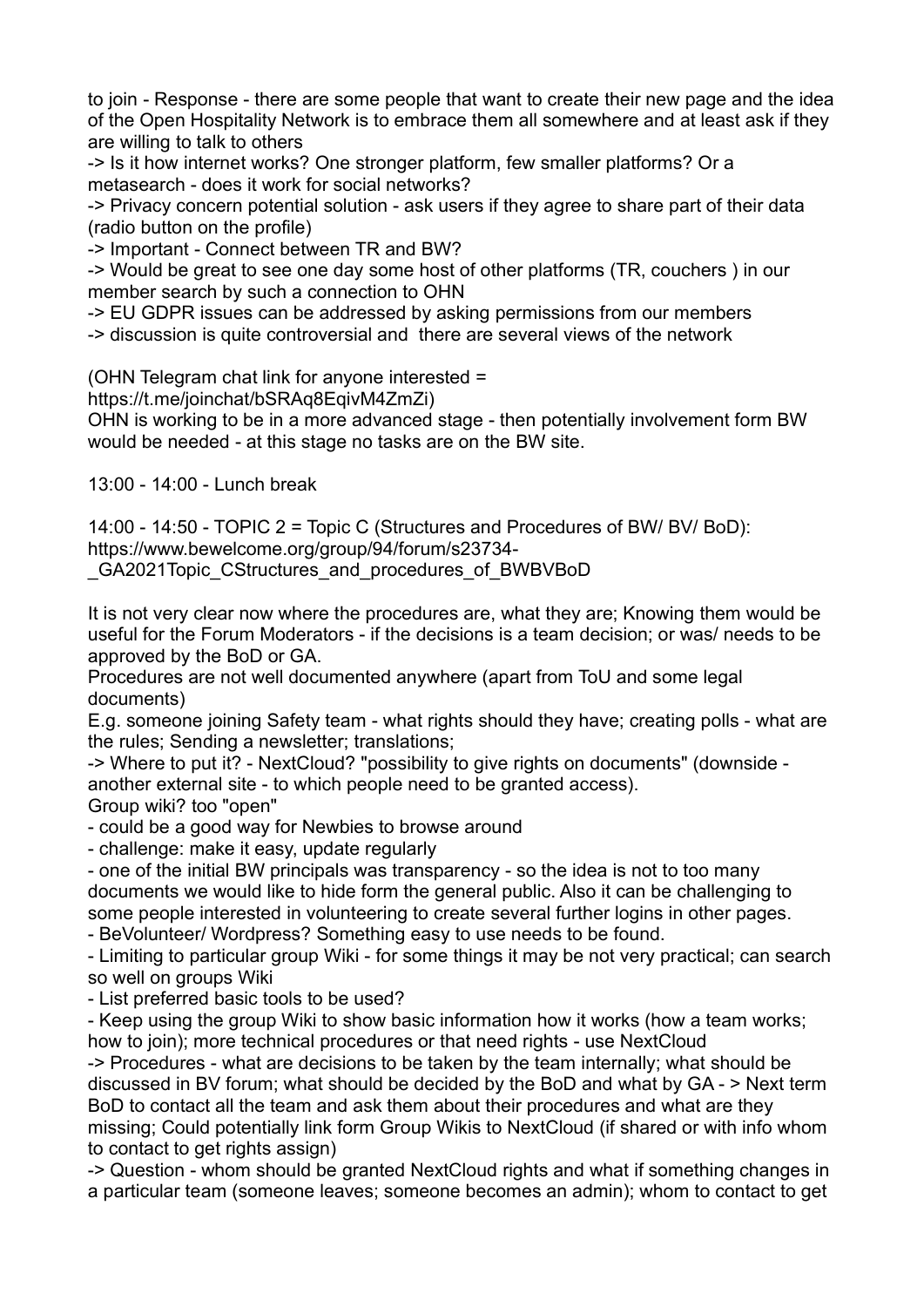to join - Response - there are some people that want to create their new page and the idea of the Open Hospitality Network is to embrace them all somewhere and at least ask if they are willing to talk to others

-> Is it how internet works? One stronger platform, few smaller platforms? Or a metasearch - does it work for social networks?

-> Privacy concern potential solution - ask users if they agree to share part of their data (radio button on the profile)

-> Important - Connect between TR and BW?

-> Would be great to see one day some host of other platforms (TR, couchers ) in our member search by such a connection to OHN

-> EU GDPR issues can be addressed by asking permissions from our members

-> discussion is quite controversial and there are several views of the network

(OHN Telegram chat link for anyone interested = https://t.me/joinchat/bSRAq8EqivM4ZmZi)

OHN is working to be in a more advanced stage - then potentially involvement form BW would be needed - at this stage no tasks are on the BW site.

13:00 - 14:00 - Lunch break

14:00 - 14:50 - TOPIC 2 = Topic C (Structures and Procedures of BW/ BV/ BoD): https://www.bewelcome.org/group/94/forum/s23734-_GA2021Topic_CStructures_and_procedures_of_BWBVBoD

It is not very clear now where the procedures are, what they are; Knowing them would be useful for the Forum Moderators - if the decisions is a team decision; or was/ needs to be approved by the BoD or GA.

Procedures are not well documented anywhere (apart from ToU and some legal documents)

E.g. someone joining Safety team - what rights should they have; creating polls - what are the rules; Sending a newsletter; translations;

-> Where to put it? - NextCloud? "possibility to give rights on documents" (downside - another external site - to which people need to be granted access).

Group wiki? too "open"

- could be a good way for Newbies to browse around
- challenge: make it easy, update regularly
- one of the initial BW principals was transparency - so the idea is not to too many documents we would like to hide form the general public. Also it can be challenging to some people interested in volunteering to create several further logins in other pages.
- BeVolunteer/ Wordpress? Something easy to use needs to be found.
- Limiting to particular group Wiki - for some things it may be not very practical; can search so well on groups Wiki
- List preferred basic tools to be used?
- Keep using the group Wiki to show basic information how it works (how a team works; how to join); more technical procedures or that need rights - use NextCloud

-> Procedures - what are decisions to be taken by the team internally; what should be discussed in BV forum; what should be decided by the BoD and what by GA - > Next term BoD to contact all the team and ask them about their procedures and what are they missing; Could potentially link form Group Wikis to NextCloud (if shared or with info whom to contact to get rights assign)

-> Question - whom should be granted NextCloud rights and what if something changes in a particular team (someone leaves; someone becomes an admin); whom to contact to get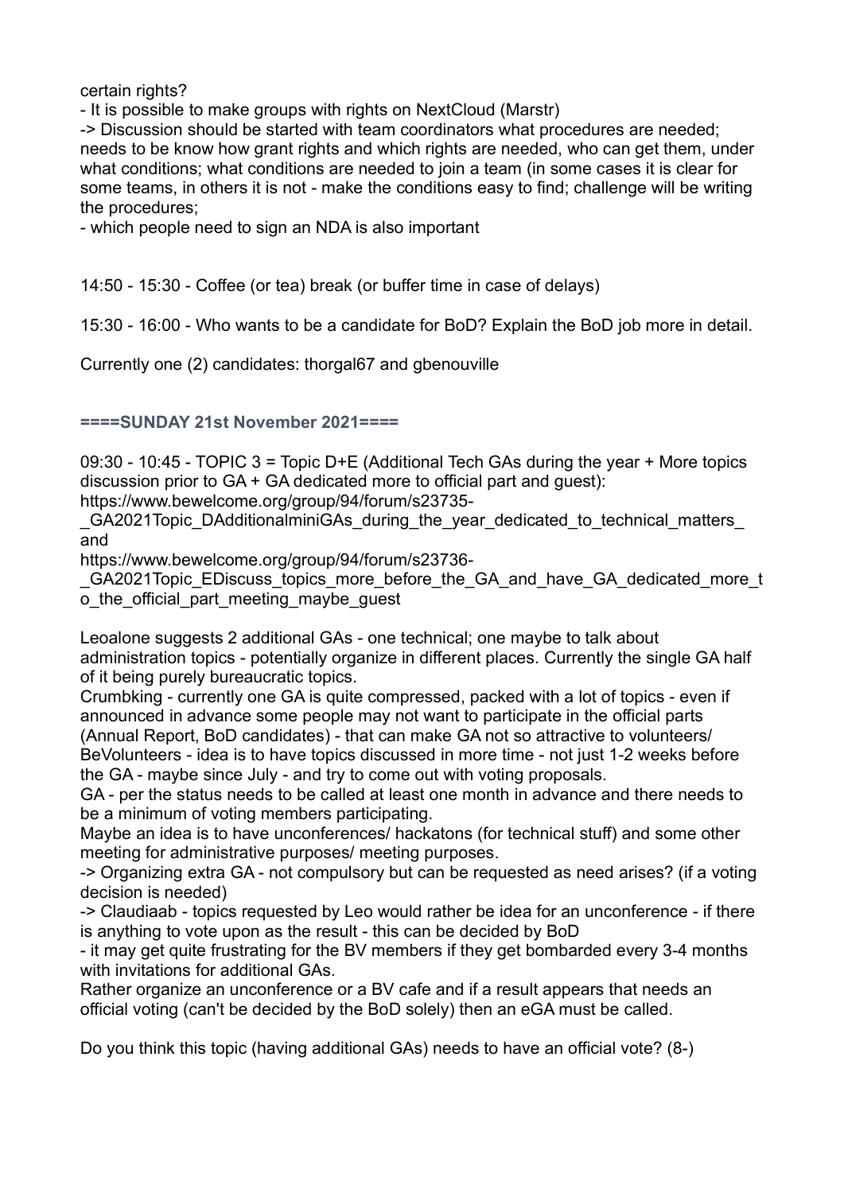certain rights?

- It is possible to make groups with rights on NextCloud (Marstr)

-> Discussion should be started with team coordinators what procedures are needed; needs to be know how grant rights and which rights are needed, who can get them, under what conditions; what conditions are needed to join a team (in some cases it is clear for some teams, in others it is not - make the conditions easy to find; challenge will be writing the procedures;

- which people need to sign an NDA is also important

14:50 - 15:30 - Coffee (or tea) break (or buffer time in case of delays)

15:30 - 16:00 - Who wants to be a candidate for BoD? Explain the BoD job more in detail.

Currently one (2) candidates: thorgal67 and gbenouville

**====SUNDAY 21st November 2021====**

09:30 - 10:45 - TOPIC 3 = Topic D+E (Additional Tech GAs during the year + More topics discussion prior to GA + GA dedicated more to official part and guest):
https://www.bewelcome.org/group/94/forum/s23735-_GA2021Topic_DAdditionalminiGAs_during_the_year_dedicated_to_technical_matters_ and
https://www.bewelcome.org/group/94/forum/s23736-_GA2021Topic_EDiscuss_topics_more_before_the_GA_and_have_GA_dedicated_more_to_the_official_part_meeting_maybe_guest

Leoalone suggests 2 additional GAs - one technical; one maybe to talk about administration topics - potentially organize in different places. Currently the single GA half of it being purely bureaucratic topics.

Crumbking - currently one GA is quite compressed, packed with a lot of topics - even if announced in advance some people may not want to participate in the official parts (Annual Report, BoD candidates) - that can make GA not so attractive to volunteers/ BeVolunteers - idea is to have topics discussed in more time - not just 1-2 weeks before the GA - maybe since July - and try to come out with voting proposals.

GA - per the status needs to be called at least one month in advance and there needs to be a minimum of voting members participating.

Maybe an idea is to have unconferences/ hackatons (for technical stuff) and some other meeting for administrative purposes/ meeting purposes.

-> Organizing extra GA - not compulsory but can be requested as need arises? (if a voting decision is needed)

-> Claudiaab - topics requested by Leo would rather be idea for an unconference - if there is anything to vote upon as the result - this can be decided by BoD

- it may get quite frustrating for the BV members if they get bombarded every 3-4 months with invitations for additional GAs.

Rather organize an unconference or a BV cafe and if a result appears that needs an official voting (can't be decided by the BoD solely) then an eGA must be called.

Do you think this topic (having additional GAs) needs to have an official vote? (8-)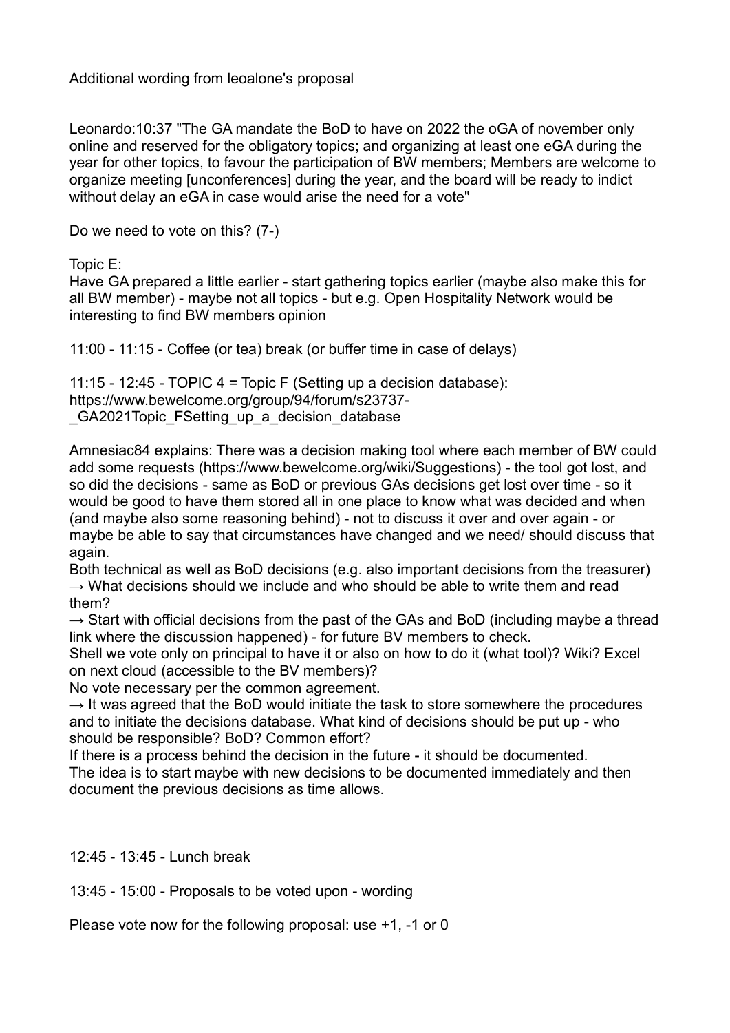Additional wording from leoalone's proposal

Leonardo:10:37 "The GA mandate the BoD to have on 2022 the oGA of november only online and reserved for the obligatory topics; and organizing at least one eGA during the year for other topics, to favour the participation of BW members; Members are welcome to organize meeting [unconferences] during the year, and the board will be ready to indict without delay an eGA in case would arise the need for a vote"

Do we need to vote on this? (7-)

Topic E:
Have GA prepared a little earlier - start gathering topics earlier (maybe also make this for all BW member) - maybe not all topics - but e.g. Open Hospitality Network would be interesting to find BW members opinion

11:00 - 11:15 - Coffee (or tea) break (or buffer time in case of delays)

11:15 - 12:45 - TOPIC 4 = Topic F (Setting up a decision database):
https://www.bewelcome.org/group/94/forum/s23737-_GA2021Topic_FSetting_up_a_decision_database

Amnesiac84 explains: There was a decision making tool where each member of BW could add some requests (https://www.bewelcome.org/wiki/Suggestions) - the tool got lost, and so did the decisions - same as BoD or previous GAs decisions get lost over time - so it would be good to have them stored all in one place to know what was decided and when (and maybe also some reasoning behind) - not to discuss it over and over again - or maybe be able to say that circumstances have changed and we need/ should discuss that again.
Both technical as well as BoD decisions (e.g. also important decisions from the treasurer)
→ What decisions should we include and who should be able to write them and read them?
→ Start with official decisions from the past of the GAs and BoD (including maybe a thread link where the discussion happened) - for future BV members to check.
Shell we vote only on principal to have it or also on how to do it (what tool)? Wiki? Excel on next cloud (accessible to the BV members)?
No vote necessary per the common agreement.
→ It was agreed that the BoD would initiate the task to store somewhere the procedures and to initiate the decisions database. What kind of decisions should be put up - who should be responsible? BoD? Common effort?
If there is a process behind the decision in the future - it should be documented.
The idea is to start maybe with new decisions to be documented immediately and then document the previous decisions as time allows.

12:45 - 13:45 - Lunch break

13:45 - 15:00 - Proposals to be voted upon - wording

Please vote now for the following proposal: use +1, -1 or 0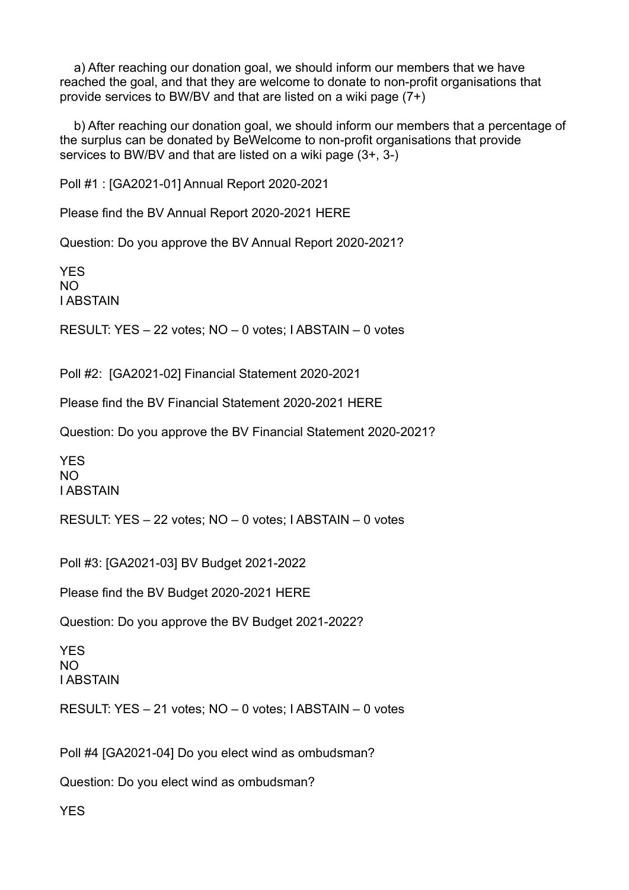a) After reaching our donation goal, we should inform our members that we have reached the goal, and that they are welcome to donate to non-profit organisations that provide services to BW/BV and that are listed on a wiki page (7+)

b) After reaching our donation goal, we should inform our members that a percentage of the surplus can be donated by BeWelcome to non-profit organisations that provide services to BW/BV and that are listed on a wiki page (3+, 3-)

Poll #1 : [GA2021-01] Annual Report 2020-2021

Please find the BV Annual Report 2020-2021 HERE

Question: Do you approve the BV Annual Report 2020-2021?

YES
NO
I ABSTAIN

RESULT: YES – 22 votes; NO – 0 votes; I ABSTAIN – 0 votes

Poll #2: [GA2021-02] Financial Statement 2020-2021

Please find the BV Financial Statement 2020-2021 HERE

Question: Do you approve the BV Financial Statement 2020-2021?

YES
NO
I ABSTAIN

RESULT: YES – 22 votes; NO – 0 votes; I ABSTAIN – 0 votes

Poll #3: [GA2021-03] BV Budget 2021-2022

Please find the BV Budget 2020-2021 HERE

Question: Do you approve the BV Budget 2021-2022?

YES
NO
I ABSTAIN

RESULT: YES – 21 votes; NO – 0 votes; I ABSTAIN – 0 votes

Poll #4 [GA2021-04] Do you elect wind as ombudsman?

Question: Do you elect wind as ombudsman?

YES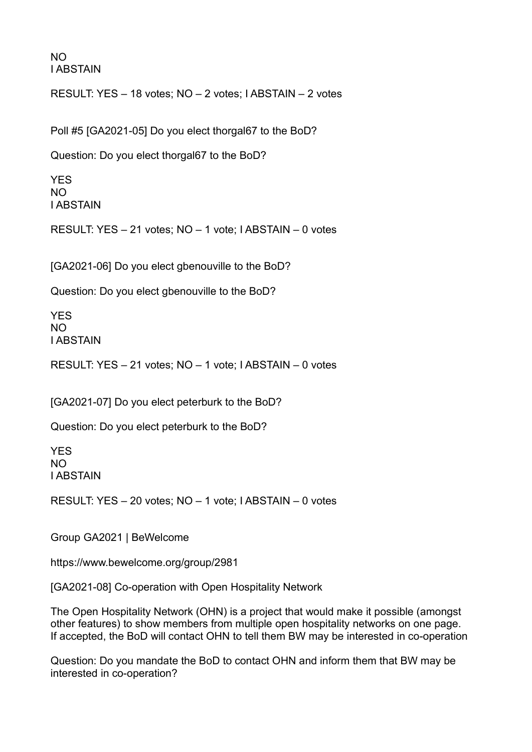NO
I ABSTAIN

RESULT: YES – 18 votes; NO – 2 votes; I ABSTAIN – 2 votes

Poll #5 [GA2021-05] Do you elect thorgal67 to the BoD?

Question: Do you elect thorgal67 to the BoD?

YES
NO
I ABSTAIN

RESULT: YES – 21 votes; NO – 1 vote; I ABSTAIN – 0 votes

[GA2021-06] Do you elect gbenouville to the BoD?

Question: Do you elect gbenouville to the BoD?

YES
NO
I ABSTAIN

RESULT: YES – 21 votes; NO – 1 vote; I ABSTAIN – 0 votes

[GA2021-07] Do you elect peterburk to the BoD?

Question: Do you elect peterburk to the BoD?

YES
NO
I ABSTAIN

RESULT: YES – 20 votes; NO – 1 vote; I ABSTAIN – 0 votes

Group GA2021 | BeWelcome

https://www.bewelcome.org/group/2981

[GA2021-08] Co-operation with Open Hospitality Network

The Open Hospitality Network (OHN) is a project that would make it possible (amongst other features) to show members from multiple open hospitality networks on one page. If accepted, the BoD will contact OHN to tell them BW may be interested in co-operation

Question: Do you mandate the BoD to contact OHN and inform them that BW may be interested in co-operation?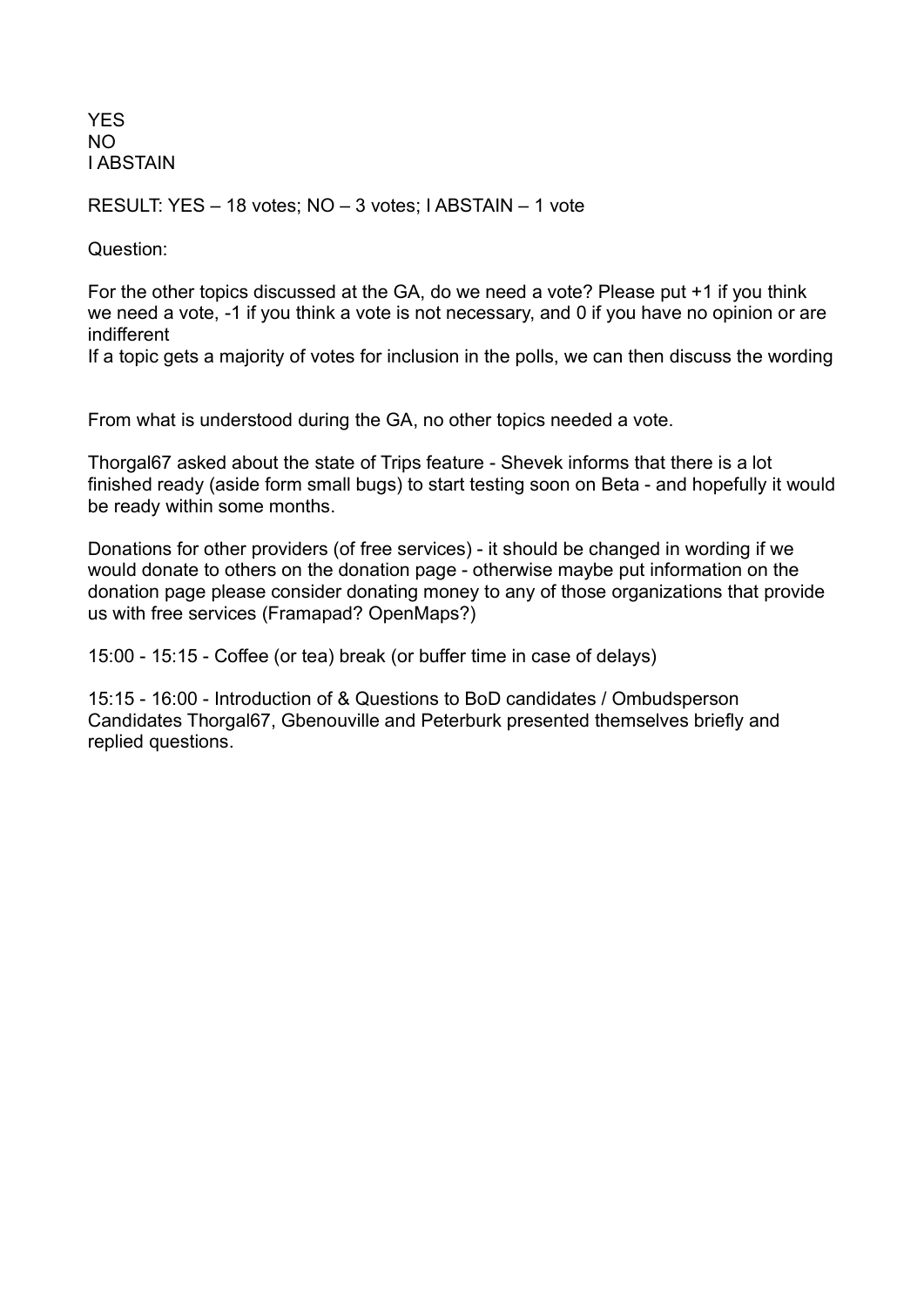YES
NO
I ABSTAIN

RESULT: YES – 18 votes; NO – 3 votes; I ABSTAIN – 1 vote

Question:

For the other topics discussed at the GA, do we need a vote? Please put +1 if you think we need a vote, -1 if you think a vote is not necessary, and 0 if you have no opinion or are indifferent
If a topic gets a majority of votes for inclusion in the polls, we can then discuss the wording

From what is understood during the GA, no other topics needed a vote.

Thorgal67 asked about the state of Trips feature - Shevek informs that there is a lot finished ready (aside form small bugs) to start testing soon on Beta - and hopefully it would be ready within some months.

Donations for other providers (of free services) - it should be changed in wording if we would donate to others on the donation page - otherwise maybe put information on the donation page please consider donating money to any of those organizations that provide us with free services (Framapad? OpenMaps?)

15:00 - 15:15 - Coffee (or tea) break (or buffer time in case of delays)

15:15 - 16:00 - Introduction of & Questions to BoD candidates / Ombudsperson
Candidates Thorgal67, Gbenouville and Peterburk presented themselves briefly and replied questions.